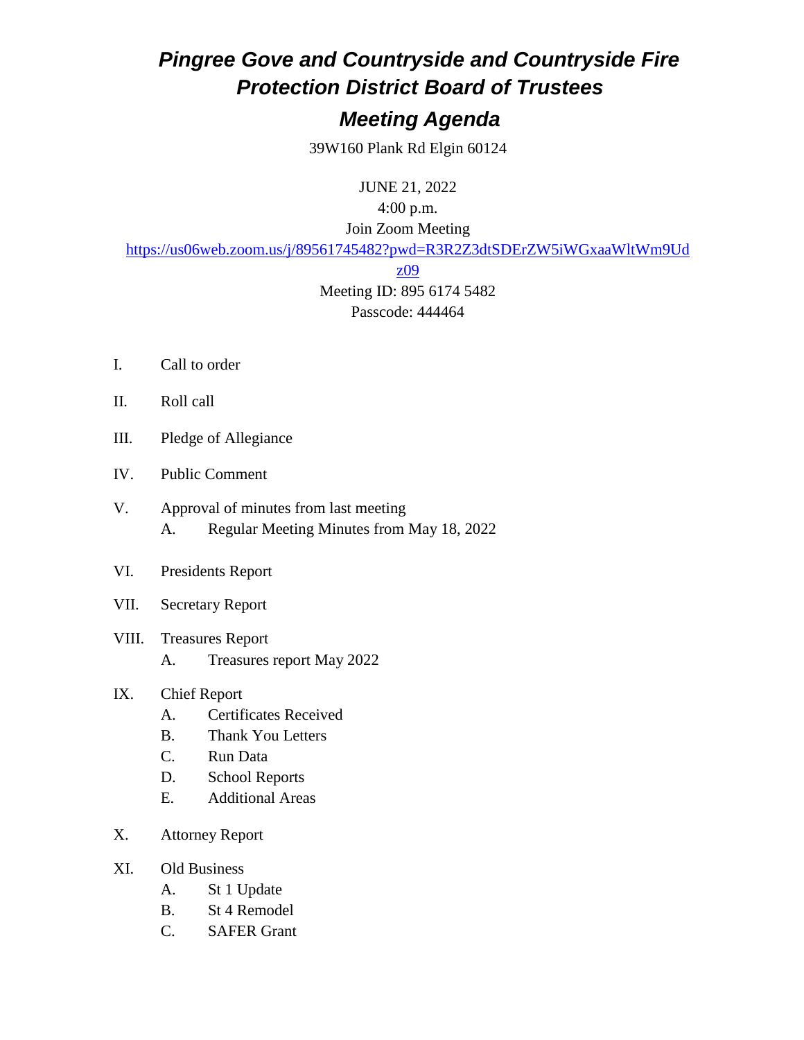# *Pingree Gove and Countryside and Countryside Fire Protection District Board of Trustees*

## *Meeting Agenda*

39W160 Plank Rd Elgin 60124

JUNE 21, 2022

4:00 p.m.

Join Zoom Meeting

https://us06web.zoom.us/j/89561745482?pwd=R3R2Z3dtSDErZW5iWGxaaWltWm9Udz09

Meeting ID: 895 6174 5482

Passcode: 444464

I. Call to order

II. Roll call

III. Pledge of Allegiance

IV. Public Comment

V. Approval of minutes from last meeting
   - A. Regular Meeting Minutes from May 18, 2022

VI. Presidents Report

VII. Secretary Report

VIII. Treasures Report
   - A. Treasures report May 2022

IX. Chief Report
   - A. Certificates Received
   - B. Thank You Letters
   - C. Run Data
   - D. School Reports
   - E. Additional Areas

X. Attorney Report

XI. Old Business
   - A. St 1 Update
   - B. St 4 Remodel
   - C. SAFER Grant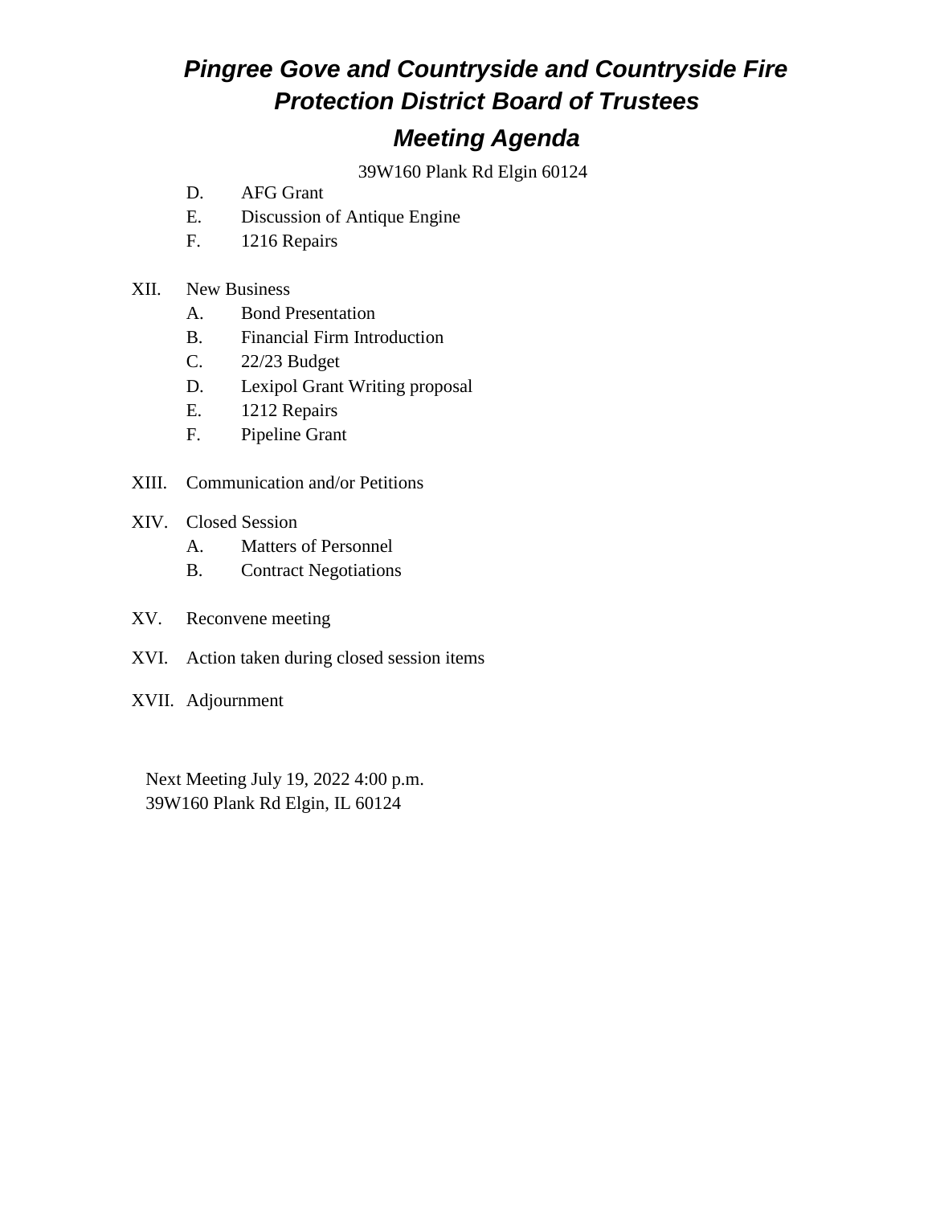# Pingree Gove and Countryside and Countryside Fire Protection District Board of Trustees

## Meeting Agenda

39W160 Plank Rd Elgin 60124

- D. AFG Grant
- E. Discussion of Antique Engine
- F. 1216 Repairs

XII. New Business
- A. Bond Presentation
- B. Financial Firm Introduction
- C. 22/23 Budget
- D. Lexipol Grant Writing proposal
- E. 1212 Repairs
- F. Pipeline Grant

XIII. Communication and/or Petitions

XIV. Closed Session
- A. Matters of Personnel
- B. Contract Negotiations

XV. Reconvene meeting

XVI. Action taken during closed session items

XVII. Adjournment

Next Meeting July 19, 2022 4:00 p.m.
39W160 Plank Rd Elgin, IL 60124